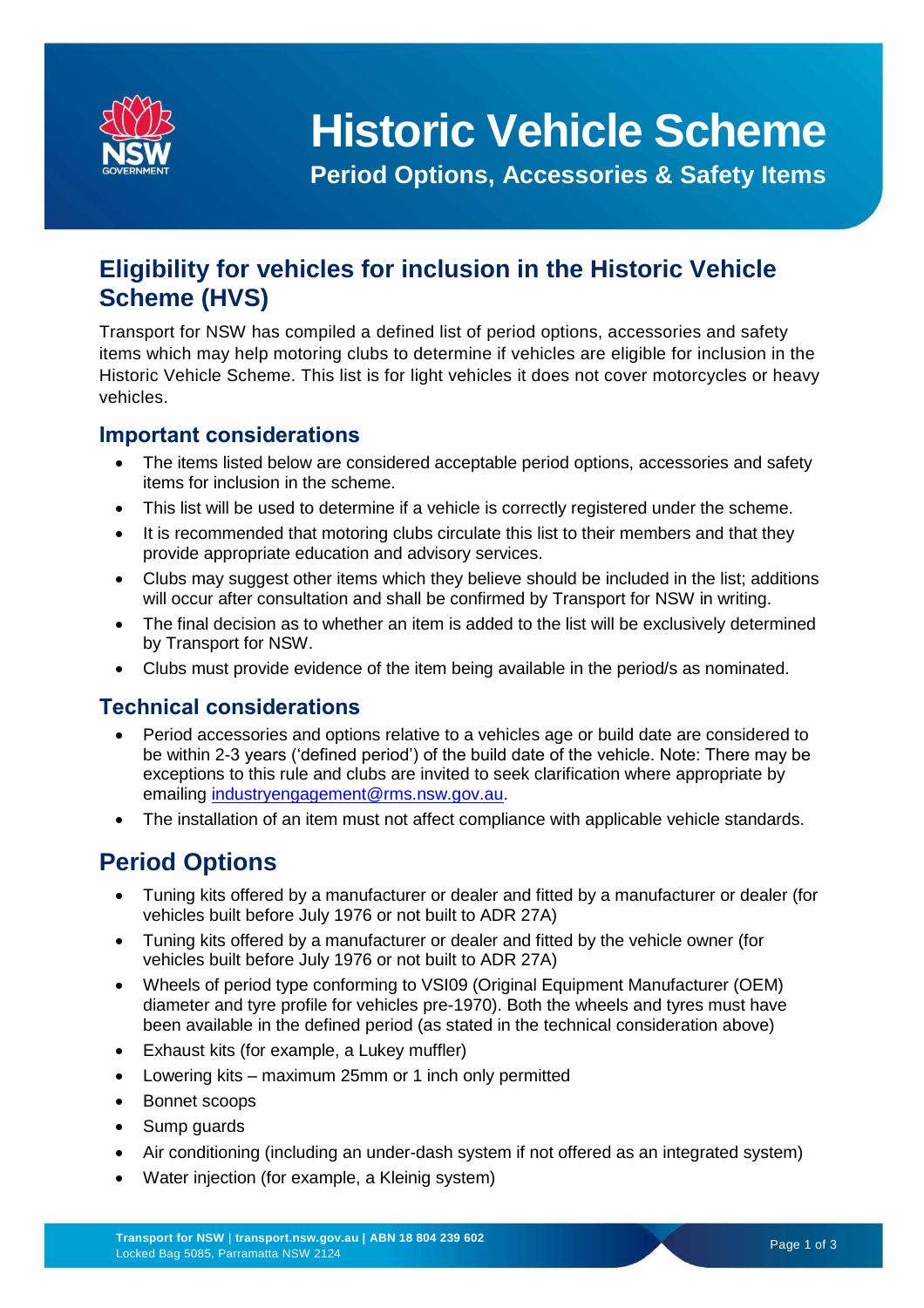# Historic Vehicle Scheme

**Period Options, Accessories & Safety Items**

## Eligibility for vehicles for inclusion in the Historic Vehicle Scheme (HVS)

Transport for NSW has compiled a defined list of period options, accessories and safety items which may help motoring clubs to determine if vehicles are eligible for inclusion in the Historic Vehicle Scheme. This list is for light vehicles it does not cover motorcycles or heavy vehicles.

### Important considerations

- The items listed below are considered acceptable period options, accessories and safety items for inclusion in the scheme.
- This list will be used to determine if a vehicle is correctly registered under the scheme.
- It is recommended that motoring clubs circulate this list to their members and that they provide appropriate education and advisory services.
- Clubs may suggest other items which they believe should be included in the list; additions will occur after consultation and shall be confirmed by Transport for NSW in writing.
- The final decision as to whether an item is added to the list will be exclusively determined by Transport for NSW.
- Clubs must provide evidence of the item being available in the period/s as nominated.

### Technical considerations

- Period accessories and options relative to a vehicles age or build date are considered to be within 2-3 years ('defined period') of the build date of the vehicle. Note: There may be exceptions to this rule and clubs are invited to seek clarification where appropriate by emailing industryengagement@rms.nsw.gov.au.
- The installation of an item must not affect compliance with applicable vehicle standards.

## Period Options

- Tuning kits offered by a manufacturer or dealer and fitted by a manufacturer or dealer (for vehicles built before July 1976 or not built to ADR 27A)
- Tuning kits offered by a manufacturer or dealer and fitted by the vehicle owner (for vehicles built before July 1976 or not built to ADR 27A)
- Wheels of period type conforming to VSI09 (Original Equipment Manufacturer (OEM) diameter and tyre profile for vehicles pre-1970). Both the wheels and tyres must have been available in the defined period (as stated in the technical consideration above)
- Exhaust kits (for example, a Lukey muffler)
- Lowering kits – maximum 25mm or 1 inch only permitted
- Bonnet scoops
- Sump guards
- Air conditioning (including an under-dash system if not offered as an integrated system)
- Water injection (for example, a Kleinig system)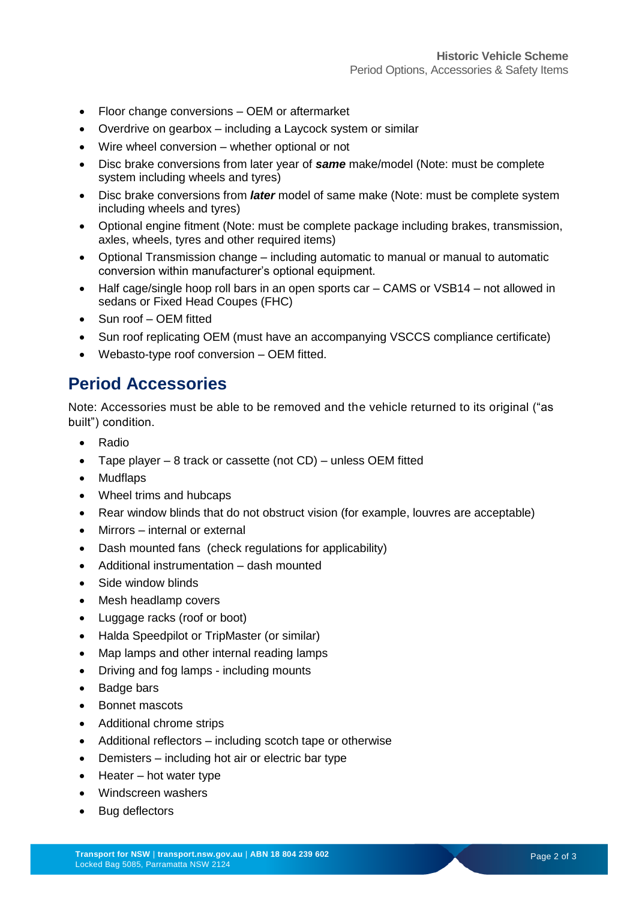- Floor change conversions – OEM or aftermarket
- Overdrive on gearbox – including a Laycock system or similar
- Wire wheel conversion – whether optional or not
- Disc brake conversions from later year of ***same*** make/model (Note: must be complete system including wheels and tyres)
- Disc brake conversions from ***later*** model of same make (Note: must be complete system including wheels and tyres)
- Optional engine fitment (Note: must be complete package including brakes, transmission, axles, wheels, tyres and other required items)
- Optional Transmission change – including automatic to manual or manual to automatic conversion within manufacturer's optional equipment.
- Half cage/single hoop roll bars in an open sports car – CAMS or VSB14 – not allowed in sedans or Fixed Head Coupes (FHC)
- Sun roof – OEM fitted
- Sun roof replicating OEM (must have an accompanying VSCCS compliance certificate)
- Webasto-type roof conversion – OEM fitted.

## Period Accessories

Note: Accessories must be able to be removed and the vehicle returned to its original ("as built") condition.

- Radio
- Tape player – 8 track or cassette (not CD) – unless OEM fitted
- Mudflaps
- Wheel trims and hubcaps
- Rear window blinds that do not obstruct vision (for example, louvres are acceptable)
- Mirrors – internal or external
- Dash mounted fans (check regulations for applicability)
- Additional instrumentation – dash mounted
- Side window blinds
- Mesh headlamp covers
- Luggage racks (roof or boot)
- Halda Speedpilot or TripMaster (or similar)
- Map lamps and other internal reading lamps
- Driving and fog lamps - including mounts
- Badge bars
- Bonnet mascots
- Additional chrome strips
- Additional reflectors – including scotch tape or otherwise
- Demisters – including hot air or electric bar type
- Heater – hot water type
- Windscreen washers
- Bug deflectors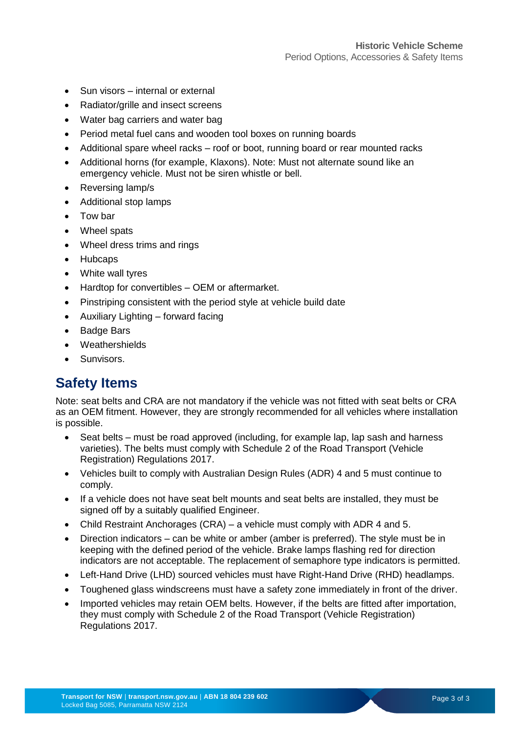- Sun visors – internal or external
- Radiator/grille and insect screens
- Water bag carriers and water bag
- Period metal fuel cans and wooden tool boxes on running boards
- Additional spare wheel racks – roof or boot, running board or rear mounted racks
- Additional horns (for example, Klaxons). Note: Must not alternate sound like an emergency vehicle. Must not be siren whistle or bell.
- Reversing lamp/s
- Additional stop lamps
- Tow bar
- Wheel spats
- Wheel dress trims and rings
- Hubcaps
- White wall tyres
- Hardtop for convertibles – OEM or aftermarket.
- Pinstriping consistent with the period style at vehicle build date
- Auxiliary Lighting – forward facing
- Badge Bars
- Weathershields
- Sunvisors.

## Safety Items

Note: seat belts and CRA are not mandatory if the vehicle was not fitted with seat belts or CRA as an OEM fitment. However, they are strongly recommended for all vehicles where installation is possible.

- Seat belts – must be road approved (including, for example lap, lap sash and harness varieties). The belts must comply with Schedule 2 of the Road Transport (Vehicle Registration) Regulations 2017.
- Vehicles built to comply with Australian Design Rules (ADR) 4 and 5 must continue to comply.
- If a vehicle does not have seat belt mounts and seat belts are installed, they must be signed off by a suitably qualified Engineer.
- Child Restraint Anchorages (CRA) – a vehicle must comply with ADR 4 and 5.
- Direction indicators – can be white or amber (amber is preferred). The style must be in keeping with the defined period of the vehicle. Brake lamps flashing red for direction indicators are not acceptable. The replacement of semaphore type indicators is permitted.
- Left-Hand Drive (LHD) sourced vehicles must have Right-Hand Drive (RHD) headlamps.
- Toughened glass windscreens must have a safety zone immediately in front of the driver.
- Imported vehicles may retain OEM belts. However, if the belts are fitted after importation, they must comply with Schedule 2 of the Road Transport (Vehicle Registration) Regulations 2017.